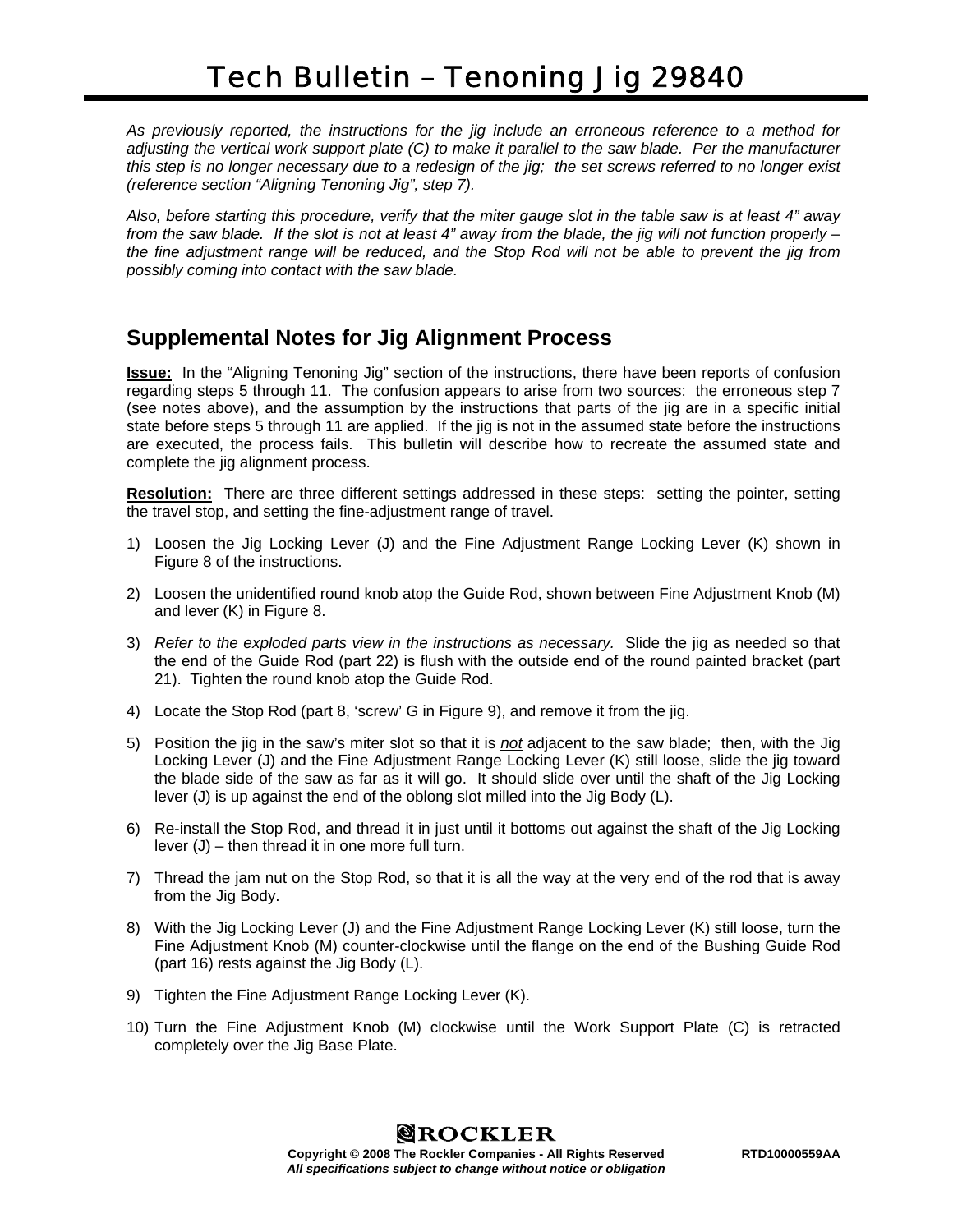# Tech Bulletin – Tenoning Jig 29840

*As previously reported, the instructions for the jig include an erroneous reference to a method for adjusting the vertical work support plate (C) to make it parallel to the saw blade. Per the manufacturer this step is no longer necessary due to a redesign of the jig; the set screws referred to no longer exist (reference section "Aligning Tenoning Jig", step 7).*

*Also, before starting this procedure, verify that the miter gauge slot in the table saw is at least 4" away from the saw blade. If the slot is not at least 4" away from the blade, the jig will not function properly – the fine adjustment range will be reduced, and the Stop Rod will not be able to prevent the jig from possibly coming into contact with the saw blade.*

## Supplemental Notes for Jig Alignment Process

**Issue:** In the "Aligning Tenoning Jig" section of the instructions, there have been reports of confusion regarding steps 5 through 11. The confusion appears to arise from two sources: the erroneous step 7 (see notes above), and the assumption by the instructions that parts of the jig are in a specific initial state before steps 5 through 11 are applied. If the jig is not in the assumed state before the instructions are executed, the process fails. This bulletin will describe how to recreate the assumed state and complete the jig alignment process.

**Resolution:** There are three different settings addressed in these steps: setting the pointer, setting the travel stop, and setting the fine-adjustment range of travel.

1) Loosen the Jig Locking Lever (J) and the Fine Adjustment Range Locking Lever (K) shown in Figure 8 of the instructions.
2) Loosen the unidentified round knob atop the Guide Rod, shown between Fine Adjustment Knob (M) and lever (K) in Figure 8.
3) *Refer to the exploded parts view in the instructions as necessary.* Slide the jig as needed so that the end of the Guide Rod (part 22) is flush with the outside end of the round painted bracket (part 21). Tighten the round knob atop the Guide Rod.
4) Locate the Stop Rod (part 8, 'screw' G in Figure 9), and remove it from the jig.
5) Position the jig in the saw's miter slot so that it is ***not*** adjacent to the saw blade; then, with the Jig Locking Lever (J) and the Fine Adjustment Range Locking Lever (K) still loose, slide the jig toward the blade side of the saw as far as it will go. It should slide over until the shaft of the Jig Locking lever (J) is up against the end of the oblong slot milled into the Jig Body (L).
6) Re-install the Stop Rod, and thread it in just until it bottoms out against the shaft of the Jig Locking lever (J) – then thread it in one more full turn.
7) Thread the jam nut on the Stop Rod, so that it is all the way at the very end of the rod that is away from the Jig Body.
8) With the Jig Locking Lever (J) and the Fine Adjustment Range Locking Lever (K) still loose, turn the Fine Adjustment Knob (M) counter-clockwise until the flange on the end of the Bushing Guide Rod (part 16) rests against the Jig Body (L).
9) Tighten the Fine Adjustment Range Locking Lever (K).
10) Turn the Fine Adjustment Knob (M) clockwise until the Work Support Plate (C) is retracted completely over the Jig Base Plate.

ROCKLER

**Copyright © 2008 The Rockler Companies - All Rights Reserved** **RTD10000559AA**
***All specifications subject to change without notice or obligation***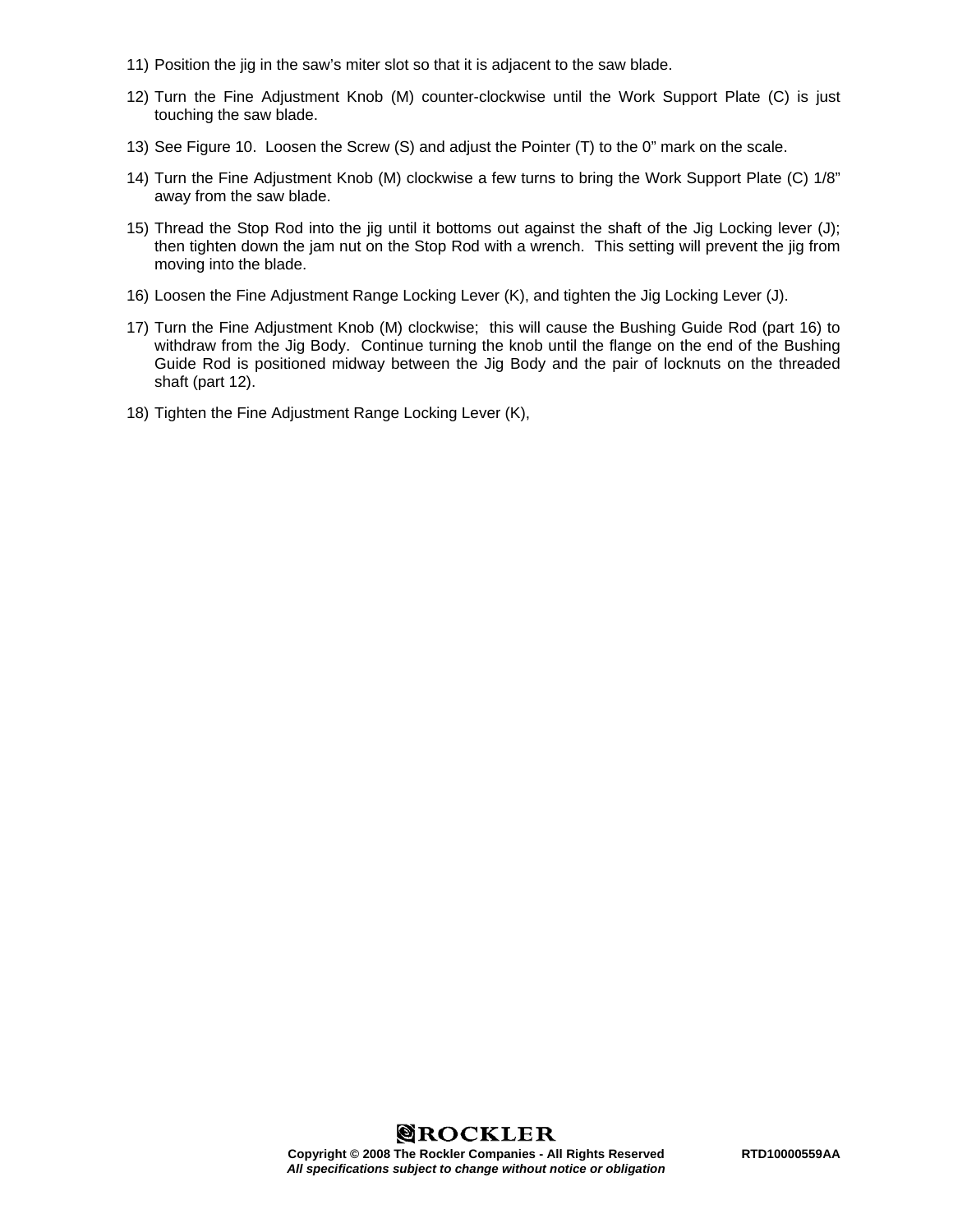11) Position the jig in the saw's miter slot so that it is adjacent to the saw blade.

12) Turn the Fine Adjustment Knob (M) counter-clockwise until the Work Support Plate (C) is just touching the saw blade.

13) See Figure 10. Loosen the Screw (S) and adjust the Pointer (T) to the 0" mark on the scale.

14) Turn the Fine Adjustment Knob (M) clockwise a few turns to bring the Work Support Plate (C) 1/8" away from the saw blade.

15) Thread the Stop Rod into the jig until it bottoms out against the shaft of the Jig Locking lever (J); then tighten down the jam nut on the Stop Rod with a wrench. This setting will prevent the jig from moving into the blade.

16) Loosen the Fine Adjustment Range Locking Lever (K), and tighten the Jig Locking Lever (J).

17) Turn the Fine Adjustment Knob (M) clockwise; this will cause the Bushing Guide Rod (part 16) to withdraw from the Jig Body. Continue turning the knob until the flange on the end of the Bushing Guide Rod is positioned midway between the Jig Body and the pair of locknuts on the threaded shaft (part 12).

18) Tighten the Fine Adjustment Range Locking Lever (K),